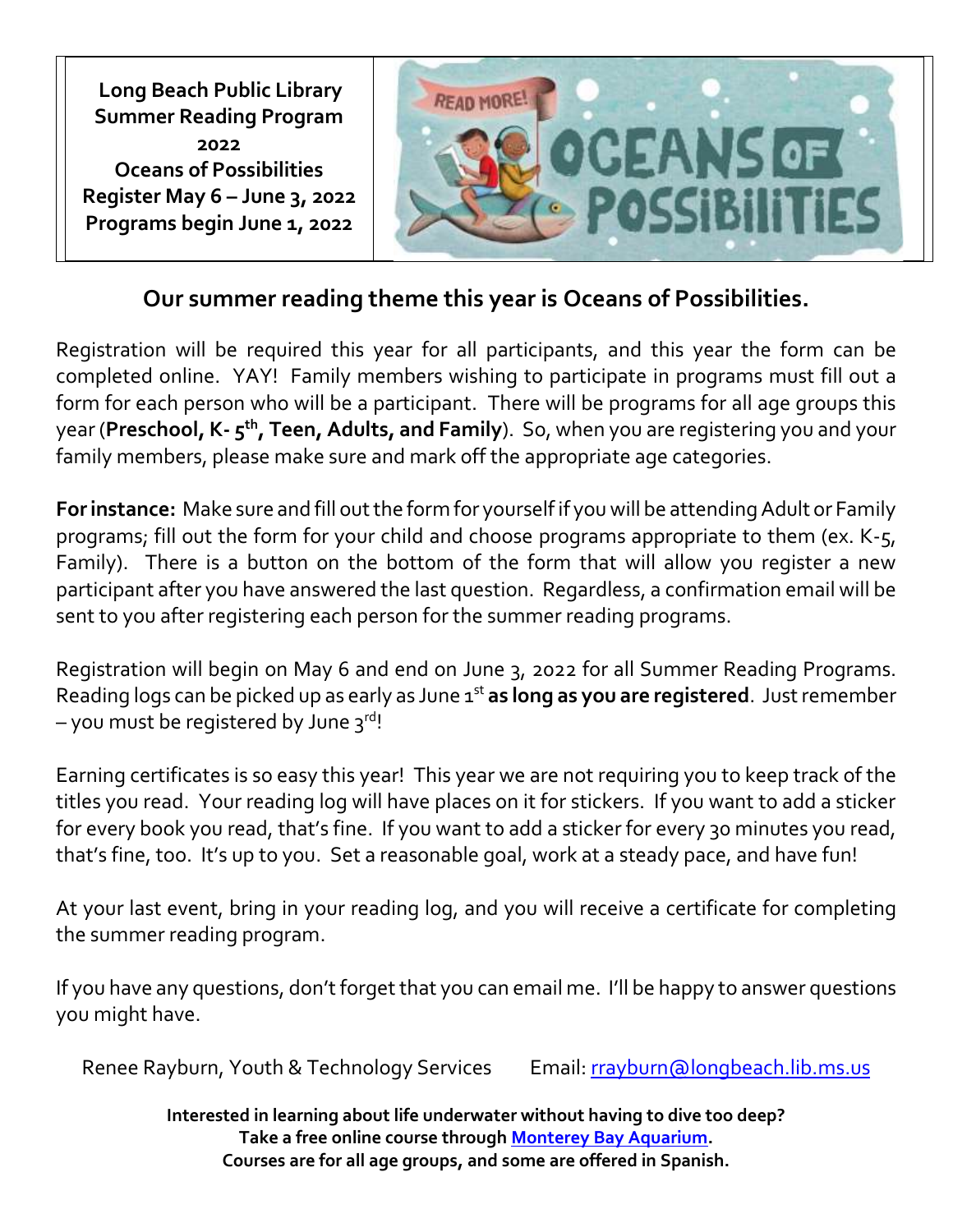**Long Beach Public Library Summer Reading Program 2022**
**Oceans of Possibilities**
**Register May 6 – June 3, 2022**
**Programs begin June 1, 2022**

## Our summer reading theme this year is Oceans of Possibilities.

Registration will be required this year for all participants, and this year the form can be completed online. YAY! Family members wishing to participate in programs must fill out a form for each person who will be a participant. There will be programs for all age groups this year (**Preschool, K- 5th, Teen, Adults, and Family**). So, when you are registering you and your family members, please make sure and mark off the appropriate age categories.

**For instance:** Make sure and fill out the form for yourself if you will be attending Adult or Family programs; fill out the form for your child and choose programs appropriate to them (ex. K-5, Family). There is a button on the bottom of the form that will allow you register a new participant after you have answered the last question. Regardless, a confirmation email will be sent to you after registering each person for the summer reading programs.

Registration will begin on May 6 and end on June 3, 2022 for all Summer Reading Programs. Reading logs can be picked up as early as June 1st **as long as you are registered**. Just remember – you must be registered by June 3rd!

Earning certificates is so easy this year! This year we are not requiring you to keep track of the titles you read. Your reading log will have places on it for stickers. If you want to add a sticker for every book you read, that's fine. If you want to add a sticker for every 30 minutes you read, that's fine, too. It's up to you. Set a reasonable goal, work at a steady pace, and have fun!

At your last event, bring in your reading log, and you will receive a certificate for completing the summer reading program.

If you have any questions, don't forget that you can email me. I'll be happy to answer questions you might have.

Renee Rayburn, Youth & Technology Services    Email: rrayburn@longbeach.lib.ms.us

**Interested in learning about life underwater without having to dive too deep?**
**Take a free online course through Monterey Bay Aquarium.**
**Courses are for all age groups, and some are offered in Spanish.**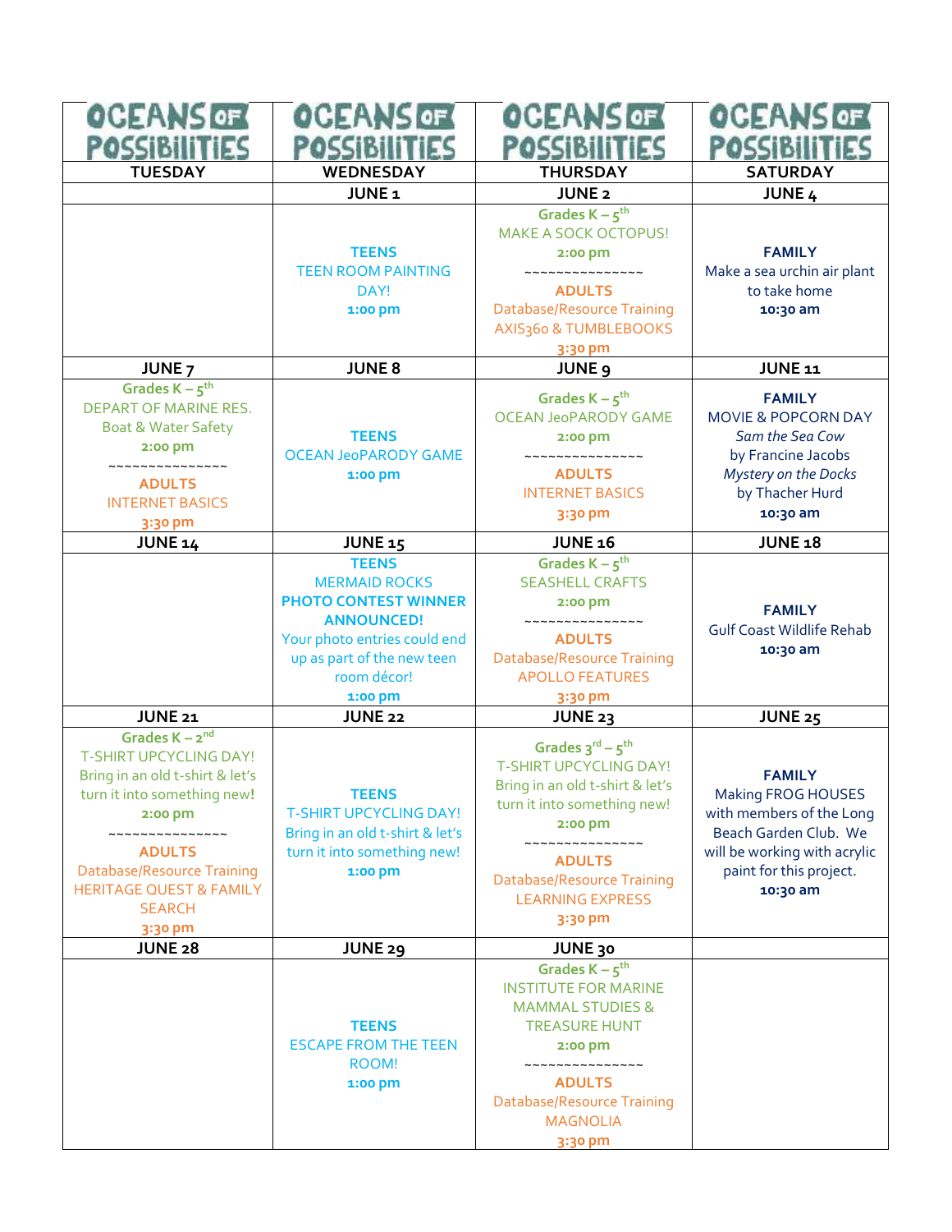| OCEANS OF POSSIBILITIES | OCEANS OF POSSIBILITIES | OCEANS OF POSSIBILITIES | OCEANS OF POSSIBILITIES |
|---|---|---|---|
| **TUESDAY** | **WEDNESDAY** | **THURSDAY** | **SATURDAY** |
| | **JUNE 1** | **JUNE 2** | **JUNE 4** |
| | **TEENS**<br>TEEN ROOM PAINTING DAY!<br>**1:00 pm** | **Grades K – 5th**<br>MAKE A SOCK OCTOPUS!<br>**2:00 pm**<br>~~~~~~~~~~~~~~~~<br>**ADULTS**<br>Database/Resource Training AXIS360 & TUMBLEBOOKS<br>**3:30 pm** | **FAMILY**<br>Make a sea urchin air plant to take home<br>**10:30 am** |
| **JUNE 7** | **JUNE 8** | **JUNE 9** | **JUNE 11** |
| **Grades K – 5th**<br>DEPART OF MARINE RES.<br>Boat & Water Safety<br>**2:00 pm**<br>~~~~~~~~~~~~~~~~<br>**ADULTS**<br>INTERNET BASICS<br>**3:30 pm** | **TEENS**<br>OCEAN JeoPARODY GAME<br>**1:00 pm** | **Grades K – 5th**<br>OCEAN JeoPARODY GAME<br>**2:00 pm**<br>~~~~~~~~~~~~~~~~<br>**ADULTS**<br>INTERNET BASICS<br>**3:30 pm** | **FAMILY**<br>MOVIE & POPCORN DAY<br>*Sam the Sea Cow*<br>by Francine Jacobs<br>*Mystery on the Docks*<br>by Thacher Hurd<br>**10:30 am** |
| **JUNE 14** | **JUNE 15** | **JUNE 16** | **JUNE 18** |
| | **TEENS**<br>MERMAID ROCKS<br>**PHOTO CONTEST WINNER ANNOUNCED!**<br>Your photo entries could end up as part of the new teen room décor!<br>**1:00 pm** | **Grades K – 5th**<br>SEASHELL CRAFTS<br>**2:00 pm**<br>~~~~~~~~~~~~~~~~<br>**ADULTS**<br>Database/Resource Training APOLLO FEATURES<br>**3:30 pm** | **FAMILY**<br>Gulf Coast Wildlife Rehab<br>**10:30 am** |
| **JUNE 21** | **JUNE 22** | **JUNE 23** | **JUNE 25** |
| **Grades K – 2nd**<br>T-SHIRT UPCYCLING DAY!<br>Bring in an old t-shirt & let's turn it into something new!<br>**2:00 pm**<br>~~~~~~~~~~~~~~~~<br>**ADULTS**<br>Database/Resource Training HERITAGE QUEST & FAMILY SEARCH<br>**3:30 pm** | **TEENS**<br>T-SHIRT UPCYCLING DAY!<br>Bring in an old t-shirt & let's turn it into something new!<br>**1:00 pm** | **Grades 3rd – 5th**<br>T-SHIRT UPCYCLING DAY!<br>Bring in an old t-shirt & let's turn it into something new!<br>**2:00 pm**<br>~~~~~~~~~~~~~~~~<br>**ADULTS**<br>Database/Resource Training LEARNING EXPRESS<br>**3:30 pm** | **FAMILY**<br>Making FROG HOUSES with members of the Long Beach Garden Club. We will be working with acrylic paint for this project.<br>**10:30 am** |
| **JUNE 28** | **JUNE 29** | **JUNE 30** | |
| | **TEENS**<br>ESCAPE FROM THE TEEN ROOM!<br>**1:00 pm** | **Grades K – 5th**<br>INSTITUTE FOR MARINE MAMMAL STUDIES & TREASURE HUNT<br>**2:00 pm**<br>~~~~~~~~~~~~~~~~<br>**ADULTS**<br>Database/Resource Training MAGNOLIA<br>**3:30 pm** | |